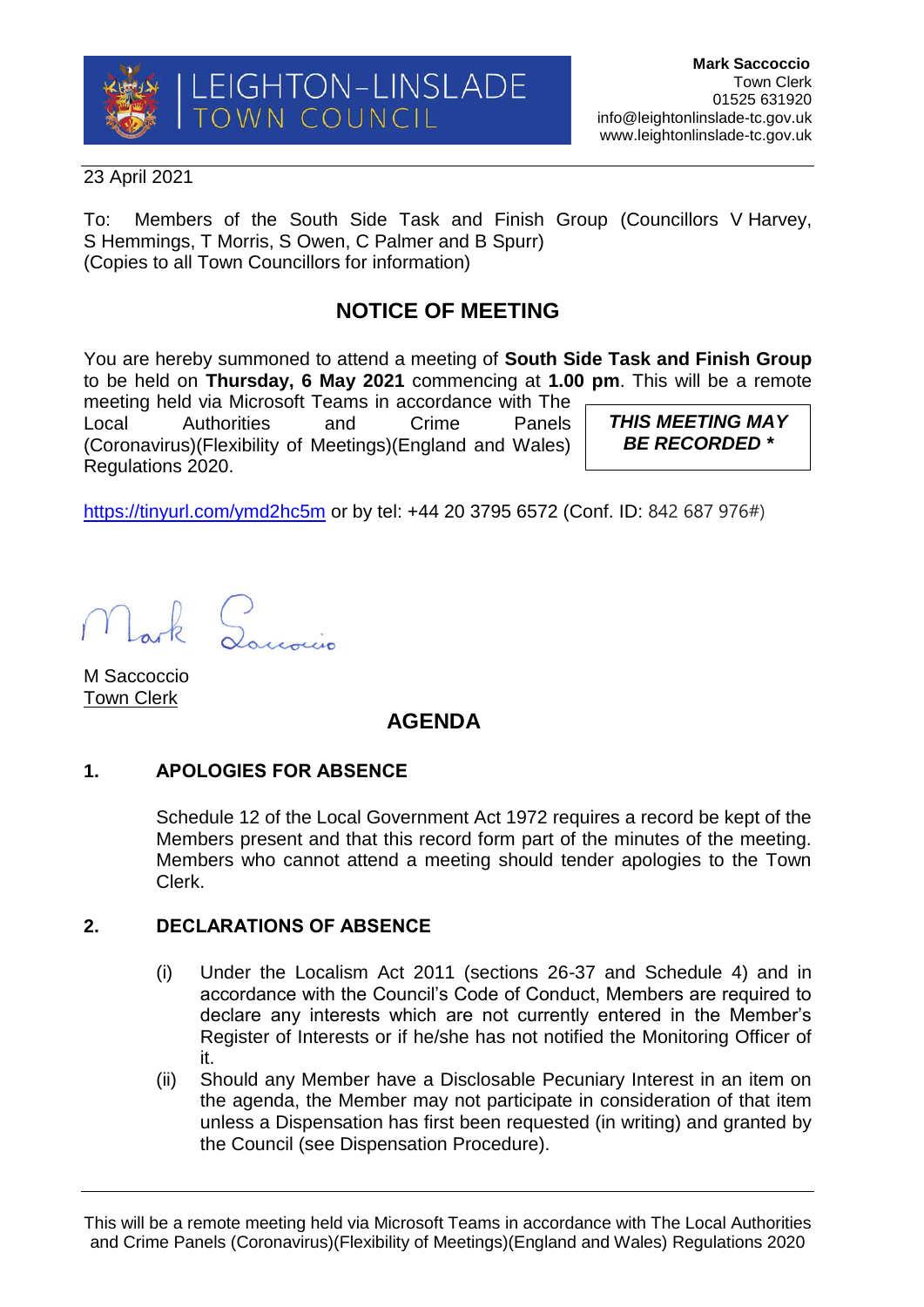LEIGHTON-LINSLADE TOWN COUNCIL

**Mark Saccoccio**
Town Clerk
01525 631920
info@leightonlinslade-tc.gov.uk
www.leightonlinslade-tc.gov.uk

23 April 2021

To: Members of the South Side Task and Finish Group (Councillors V Harvey, S Hemmings, T Morris, S Owen, C Palmer and B Spurr)
(Copies to all Town Councillors for information)

## NOTICE OF MEETING

You are hereby summoned to attend a meeting of **South Side Task and Finish Group** to be held on **Thursday, 6 May 2021** commencing at **1.00 pm**. This will be a remote meeting held via Microsoft Teams in accordance with The Local Authorities and Crime Panels (Coronavirus)(Flexibility of Meetings)(England and Wales) Regulations 2020.

***THIS MEETING MAY BE RECORDED* \****

https://tinyurl.com/ymd2hc5m or by tel: +44 20 3795 6572 (Conf. ID: 842 687 976#)

M Saccoccio
Town Clerk

## AGENDA

### 1. APOLOGIES FOR ABSENCE

Schedule 12 of the Local Government Act 1972 requires a record be kept of the Members present and that this record form part of the minutes of the meeting. Members who cannot attend a meeting should tender apologies to the Town Clerk.

### 2. DECLARATIONS OF ABSENCE

(i) Under the Localism Act 2011 (sections 26-37 and Schedule 4) and in accordance with the Council's Code of Conduct, Members are required to declare any interests which are not currently entered in the Member's Register of Interests or if he/she has not notified the Monitoring Officer of it.

(ii) Should any Member have a Disclosable Pecuniary Interest in an item on the agenda, the Member may not participate in consideration of that item unless a Dispensation has first been requested (in writing) and granted by the Council (see Dispensation Procedure).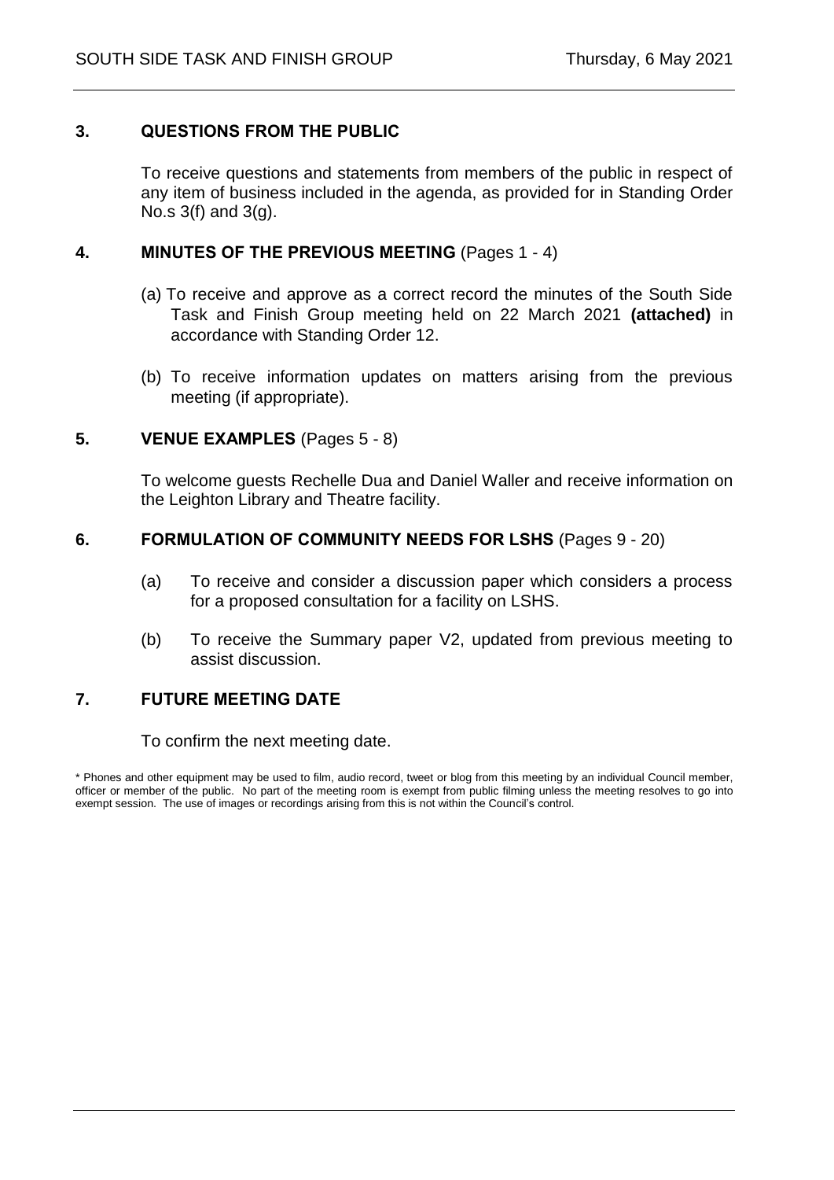## 3. QUESTIONS FROM THE PUBLIC

To receive questions and statements from members of the public in respect of any item of business included in the agenda, as provided for in Standing Order No.s 3(f) and 3(g).

## 4. MINUTES OF THE PREVIOUS MEETING (Pages 1 - 4)

(a) To receive and approve as a correct record the minutes of the South Side Task and Finish Group meeting held on 22 March 2021 **(attached)** in accordance with Standing Order 12.

(b) To receive information updates on matters arising from the previous meeting (if appropriate).

## 5. VENUE EXAMPLES (Pages 5 - 8)

To welcome guests Rechelle Dua and Daniel Waller and receive information on the Leighton Library and Theatre facility.

## 6. FORMULATION OF COMMUNITY NEEDS FOR LSHS (Pages 9 - 20)

(a) To receive and consider a discussion paper which considers a process for a proposed consultation for a facility on LSHS.

(b) To receive the Summary paper V2, updated from previous meeting to assist discussion.

## 7. FUTURE MEETING DATE

To confirm the next meeting date.

* Phones and other equipment may be used to film, audio record, tweet or blog from this meeting by an individual Council member, officer or member of the public. No part of the meeting room is exempt from public filming unless the meeting resolves to go into exempt session. The use of images or recordings arising from this is not within the Council's control.